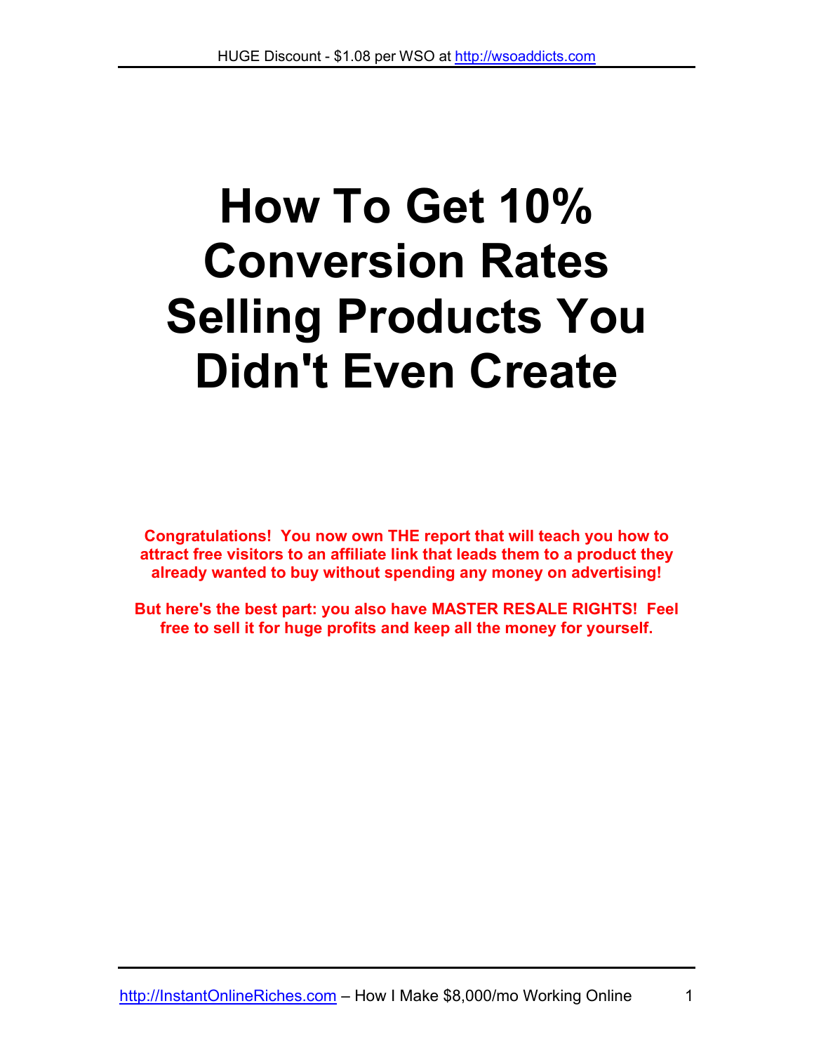# How To Get 10% Conversion Rates Selling Products You Didn't Even Create

**Congratulations! You now own THE report that will teach you how to attract free visitors to an affiliate link that leads them to a product they already wanted to buy without spending any money on advertising!**

**But here's the best part: you also have MASTER RESALE RIGHTS! Feel free to sell it for huge profits and keep all the money for yourself.**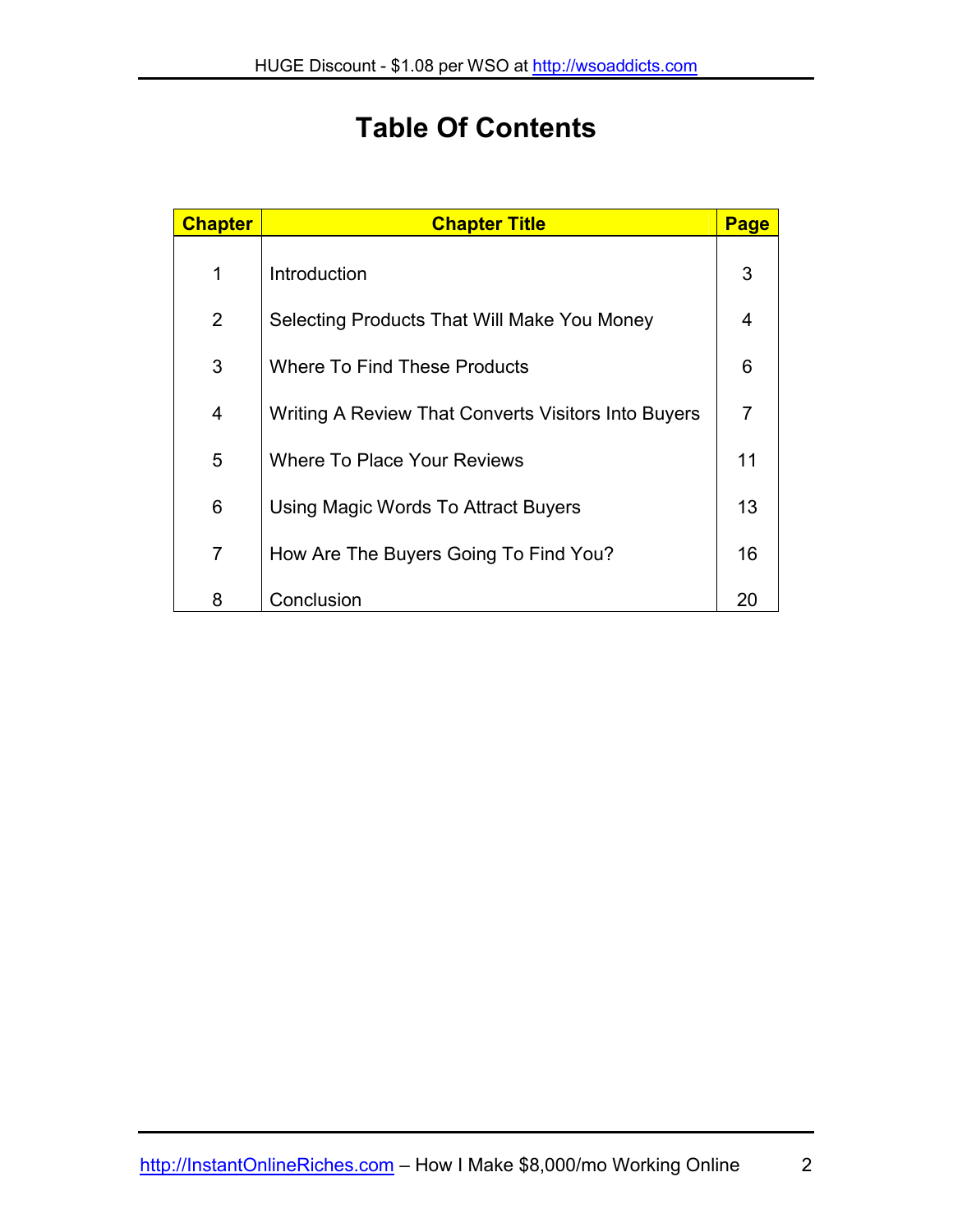# Table Of Contents

| Chapter | Chapter Title | Page |
| --- | --- | --- |
| 1 | Introduction | 3 |
| 2 | Selecting Products That Will Make You Money | 4 |
| 3 | Where To Find These Products | 6 |
| 4 | Writing A Review That Converts Visitors Into Buyers | 7 |
| 5 | Where To Place Your Reviews | 11 |
| 6 | Using Magic Words To Attract Buyers | 13 |
| 7 | How Are The Buyers Going To Find You? | 16 |
| 8 | Conclusion | 20 |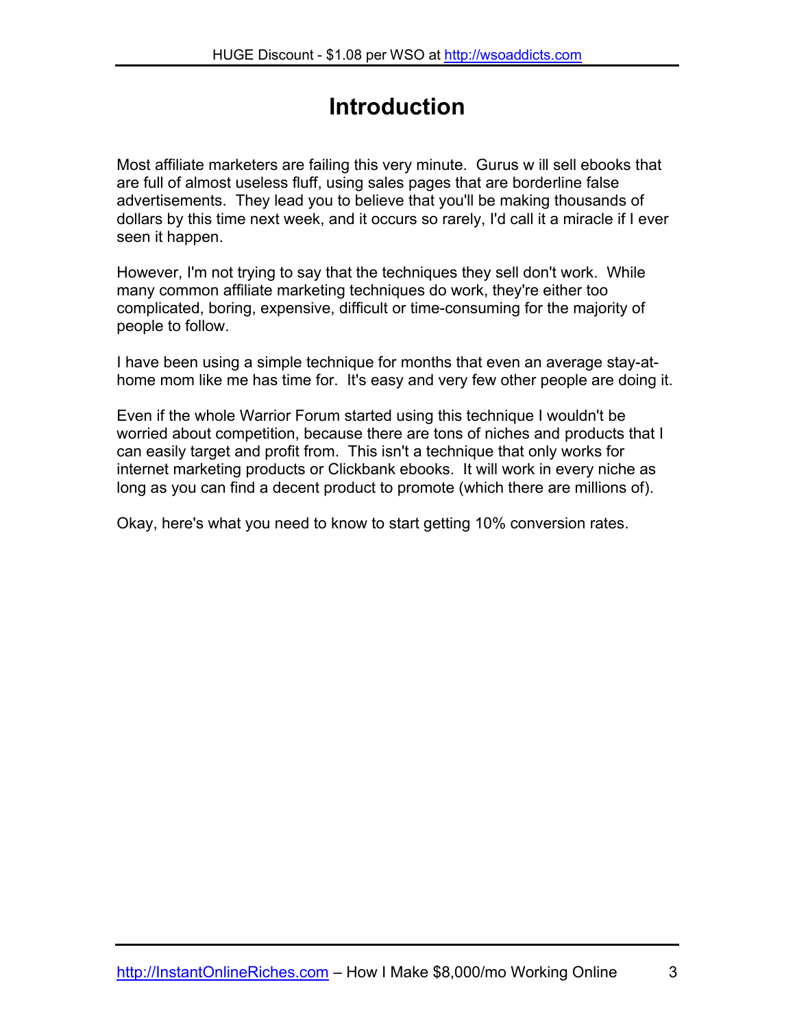# Introduction

Most affiliate marketers are failing this very minute. Gurus w ill sell ebooks that are full of almost useless fluff, using sales pages that are borderline false advertisements. They lead you to believe that you'll be making thousands of dollars by this time next week, and it occurs so rarely, I'd call it a miracle if I ever seen it happen.

However, I'm not trying to say that the techniques they sell don't work. While many common affiliate marketing techniques do work, they're either too complicated, boring, expensive, difficult or time-consuming for the majority of people to follow.

I have been using a simple technique for months that even an average stay-at-home mom like me has time for. It's easy and very few other people are doing it.

Even if the whole Warrior Forum started using this technique I wouldn't be worried about competition, because there are tons of niches and products that I can easily target and profit from. This isn't a technique that only works for internet marketing products or Clickbank ebooks. It will work in every niche as long as you can find a decent product to promote (which there are millions of).

Okay, here's what you need to know to start getting 10% conversion rates.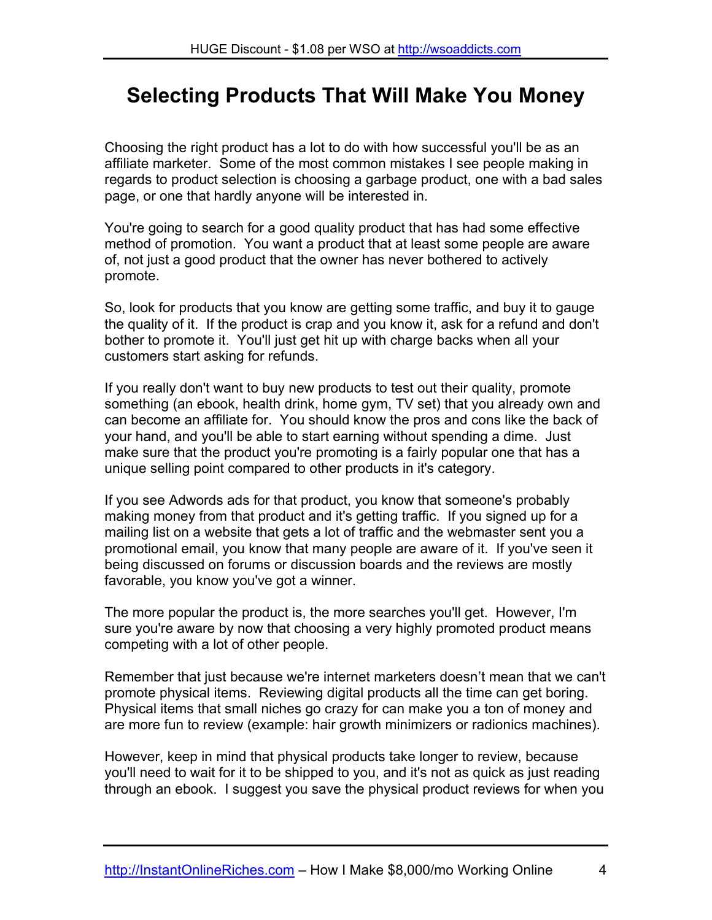# Selecting Products That Will Make You Money

Choosing the right product has a lot to do with how successful you'll be as an affiliate marketer. Some of the most common mistakes I see people making in regards to product selection is choosing a garbage product, one with a bad sales page, or one that hardly anyone will be interested in.

You're going to search for a good quality product that has had some effective method of promotion. You want a product that at least some people are aware of, not just a good product that the owner has never bothered to actively promote.

So, look for products that you know are getting some traffic, and buy it to gauge the quality of it. If the product is crap and you know it, ask for a refund and don't bother to promote it. You'll just get hit up with charge backs when all your customers start asking for refunds.

If you really don't want to buy new products to test out their quality, promote something (an ebook, health drink, home gym, TV set) that you already own and can become an affiliate for. You should know the pros and cons like the back of your hand, and you'll be able to start earning without spending a dime. Just make sure that the product you're promoting is a fairly popular one that has a unique selling point compared to other products in it's category.

If you see Adwords ads for that product, you know that someone's probably making money from that product and it's getting traffic. If you signed up for a mailing list on a website that gets a lot of traffic and the webmaster sent you a promotional email, you know that many people are aware of it. If you've seen it being discussed on forums or discussion boards and the reviews are mostly favorable, you know you've got a winner.

The more popular the product is, the more searches you'll get. However, I'm sure you're aware by now that choosing a very highly promoted product means competing with a lot of other people.

Remember that just because we're internet marketers doesn't mean that we can't promote physical items. Reviewing digital products all the time can get boring. Physical items that small niches go crazy for can make you a ton of money and are more fun to review (example: hair growth minimizers or radionics machines).

However, keep in mind that physical products take longer to review, because you'll need to wait for it to be shipped to you, and it's not as quick as just reading through an ebook. I suggest you save the physical product reviews for when you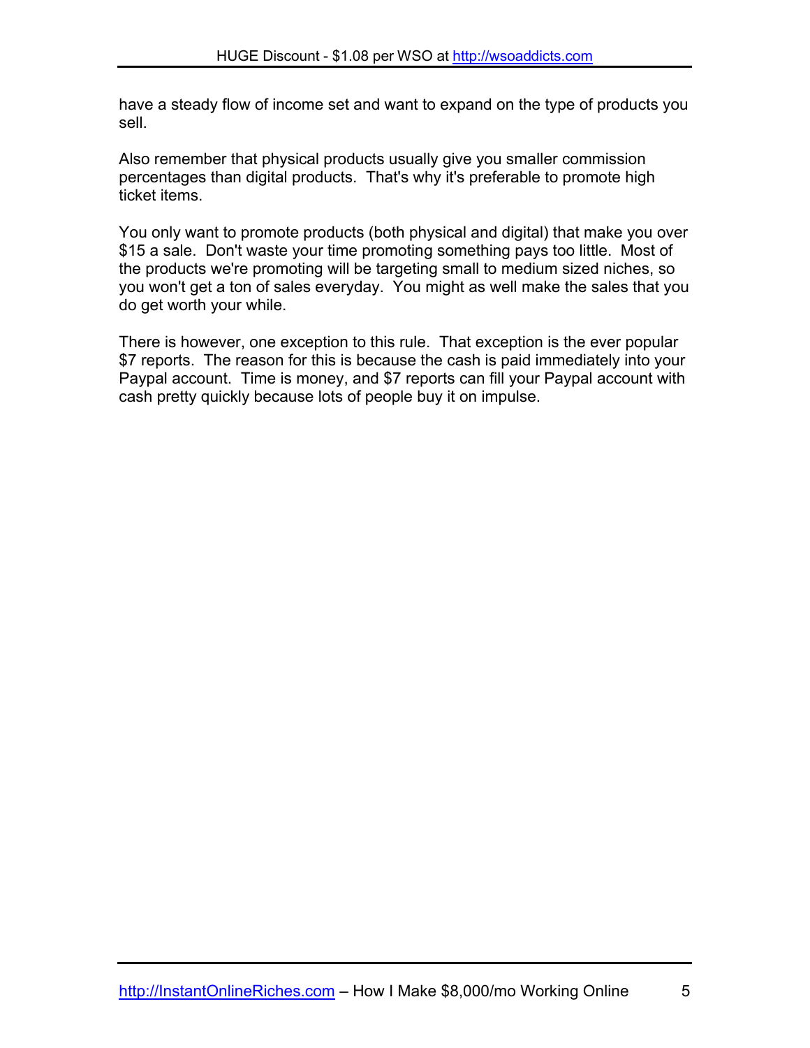have a steady flow of income set and want to expand on the type of products you sell.

Also remember that physical products usually give you smaller commission percentages than digital products. That's why it's preferable to promote high ticket items.

You only want to promote products (both physical and digital) that make you over $15 a sale. Don't waste your time promoting something pays too little. Most of the products we're promoting will be targeting small to medium sized niches, so you won't get a ton of sales everyday. You might as well make the sales that you do get worth your while.

There is however, one exception to this rule. That exception is the ever popular $7 reports. The reason for this is because the cash is paid immediately into your Paypal account. Time is money, and $7 reports can fill your Paypal account with cash pretty quickly because lots of people buy it on impulse.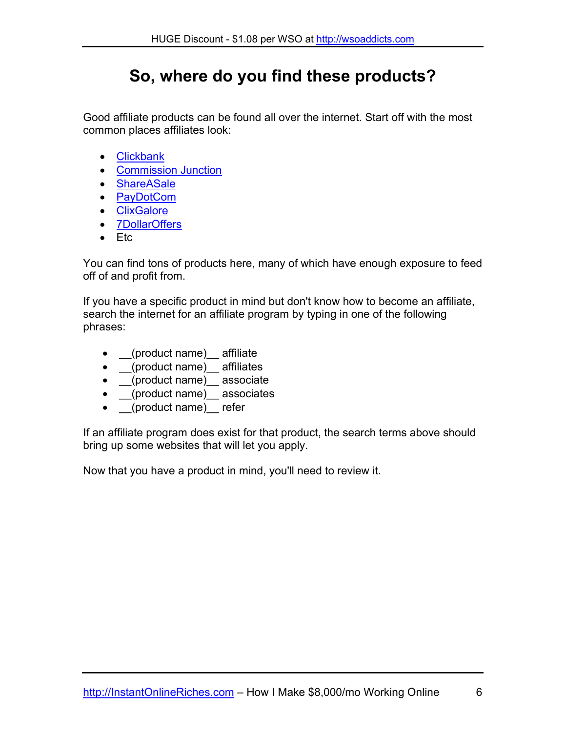# So, where do you find these products?

Good affiliate products can be found all over the internet. Start off with the most common places affiliates look:

- Clickbank
- Commission Junction
- ShareASale
- PayDotCom
- ClixGalore
- 7DollarOffers
- Etc

You can find tons of products here, many of which have enough exposure to feed off of and profit from.

If you have a specific product in mind but don't know how to become an affiliate, search the internet for an affiliate program by typing in one of the following phrases:

- __(product name)__ affiliate
- __(product name)__ affiliates
- __(product name)__ associate
- __(product name)__ associates
- __(product name)__ refer

If an affiliate program does exist for that product, the search terms above should bring up some websites that will let you apply.

Now that you have a product in mind, you'll need to review it.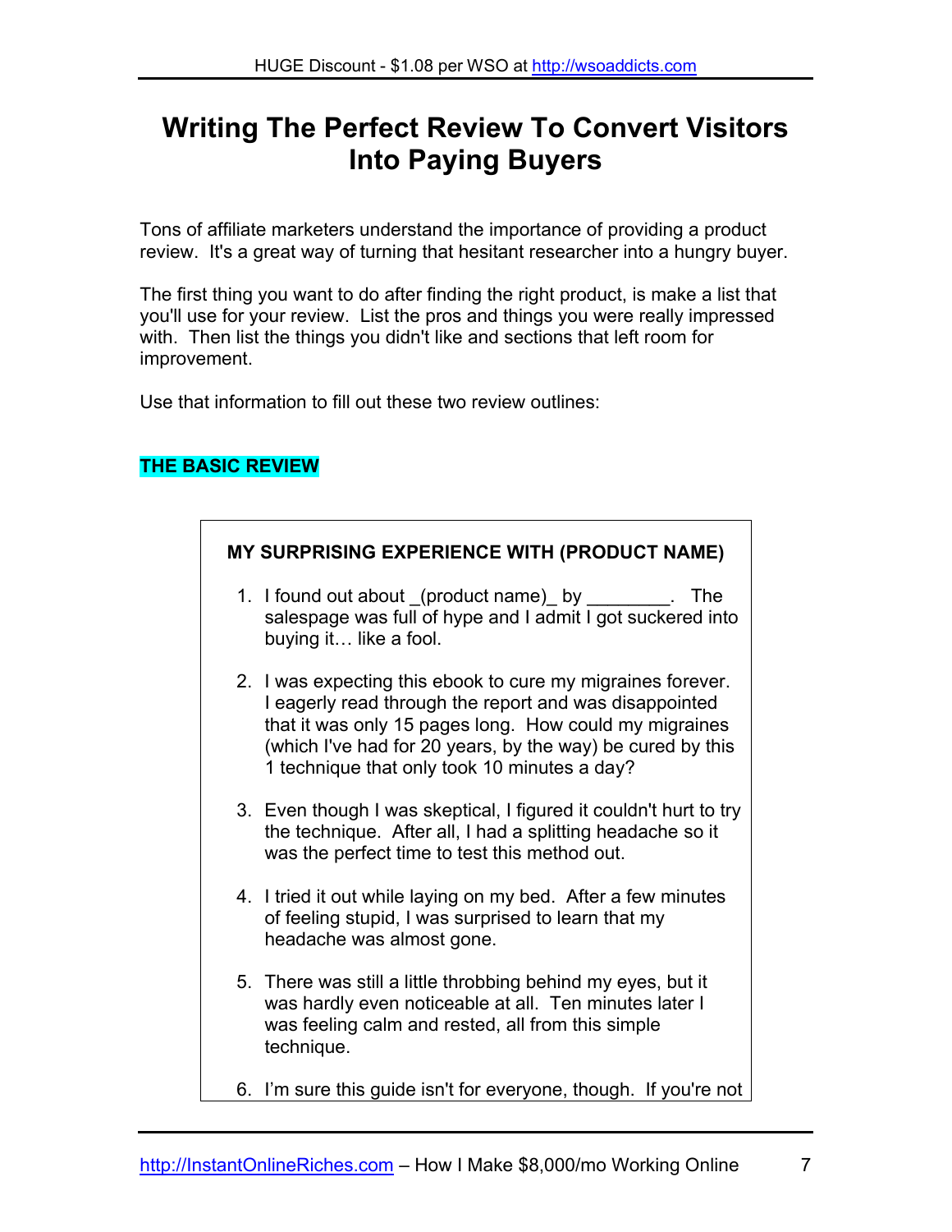# Writing The Perfect Review To Convert Visitors Into Paying Buyers

Tons of affiliate marketers understand the importance of providing a product review. It's a great way of turning that hesitant researcher into a hungry buyer.

The first thing you want to do after finding the right product, is make a list that you'll use for your review. List the pros and things you were really impressed with. Then list the things you didn't like and sections that left room for improvement.

Use that information to fill out these two review outlines:

**THE BASIC REVIEW**

**MY SURPRISING EXPERIENCE WITH (PRODUCT NAME)**

1. I found out about _(product name)_ by ________. The salespage was full of hype and I admit I got suckered into buying it… like a fool.

2. I was expecting this ebook to cure my migraines forever. I eagerly read through the report and was disappointed that it was only 15 pages long. How could my migraines (which I've had for 20 years, by the way) be cured by this 1 technique that only took 10 minutes a day?

3. Even though I was skeptical, I figured it couldn't hurt to try the technique. After all, I had a splitting headache so it was the perfect time to test this method out.

4. I tried it out while laying on my bed. After a few minutes of feeling stupid, I was surprised to learn that my headache was almost gone.

5. There was still a little throbbing behind my eyes, but it was hardly even noticeable at all. Ten minutes later I was feeling calm and rested, all from this simple technique.

6. I'm sure this guide isn't for everyone, though. If you're not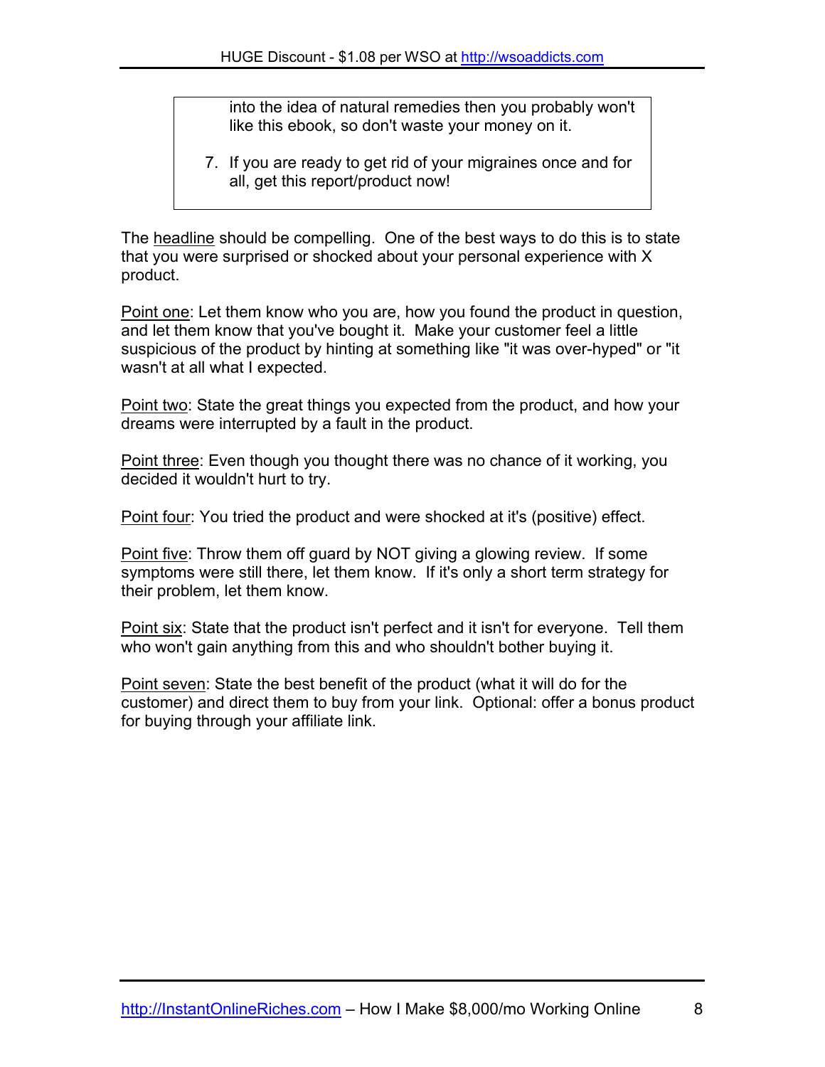into the idea of natural remedies then you probably won't like this ebook, so don't waste your money on it.

7. If you are ready to get rid of your migraines once and for all, get this report/product now!

The <u>headline</u> should be compelling. One of the best ways to do this is to state that you were surprised or shocked about your personal experience with X product.

<u>Point one</u>: Let them know who you are, how you found the product in question, and let them know that you've bought it. Make your customer feel a little suspicious of the product by hinting at something like "it was over-hyped" or "it wasn't at all what I expected.

<u>Point two</u>: State the great things you expected from the product, and how your dreams were interrupted by a fault in the product.

<u>Point three</u>: Even though you thought there was no chance of it working, you decided it wouldn't hurt to try.

<u>Point four</u>: You tried the product and were shocked at it's (positive) effect.

<u>Point five</u>: Throw them off guard by NOT giving a glowing review. If some symptoms were still there, let them know. If it's only a short term strategy for their problem, let them know.

<u>Point six</u>: State that the product isn't perfect and it isn't for everyone. Tell them who won't gain anything from this and who shouldn't bother buying it.

<u>Point seven</u>: State the best benefit of the product (what it will do for the customer) and direct them to buy from your link. Optional: offer a bonus product for buying through your affiliate link.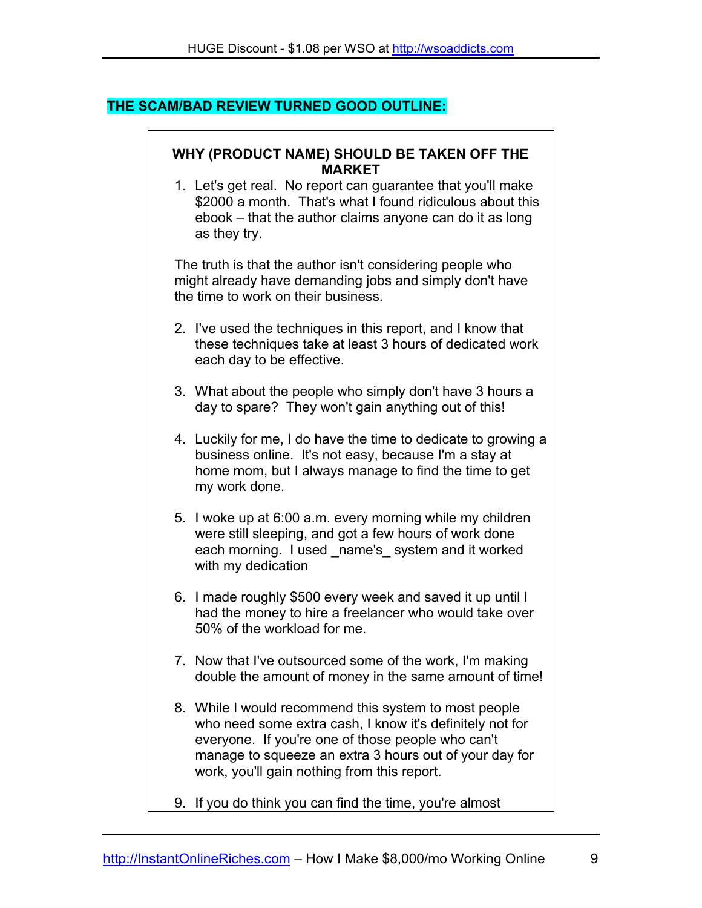**THE SCAM/BAD REVIEW TURNED GOOD OUTLINE:**

**WHY (PRODUCT NAME) SHOULD BE TAKEN OFF THE MARKET**

1. Let's get real. No report can guarantee that you'll make $2000 a month. That's what I found ridiculous about this ebook – that the author claims anyone can do it as long as they try.

The truth is that the author isn't considering people who might already have demanding jobs and simply don't have the time to work on their business.

2. I've used the techniques in this report, and I know that these techniques take at least 3 hours of dedicated work each day to be effective.

3. What about the people who simply don't have 3 hours a day to spare? They won't gain anything out of this!

4. Luckily for me, I do have the time to dedicate to growing a business online. It's not easy, because I'm a stay at home mom, but I always manage to find the time to get my work done.

5. I woke up at 6:00 a.m. every morning while my children were still sleeping, and got a few hours of work done each morning. I used _name's_ system and it worked with my dedication

6. I made roughly $500 every week and saved it up until I had the money to hire a freelancer who would take over 50% of the workload for me.

7. Now that I've outsourced some of the work, I'm making double the amount of money in the same amount of time!

8. While I would recommend this system to most people who need some extra cash, I know it's definitely not for everyone. If you're one of those people who can't manage to squeeze an extra 3 hours out of your day for work, you'll gain nothing from this report.

9. If you do think you can find the time, you're almost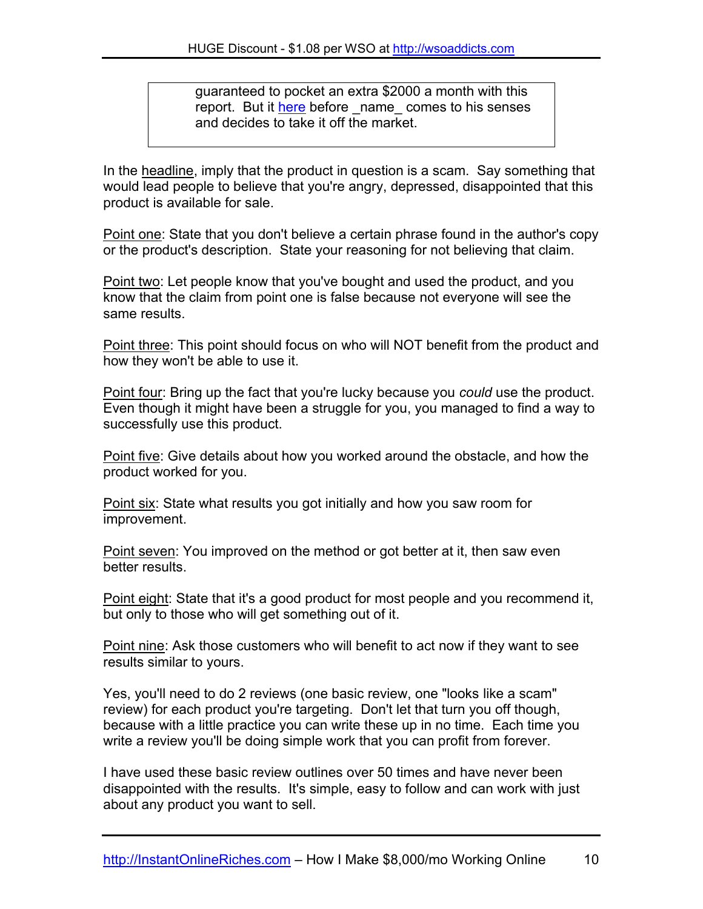guaranteed to pocket an extra $2000 a month with this report. But it here before _name_ comes to his senses and decides to take it off the market.

In the headline, imply that the product in question is a scam. Say something that would lead people to believe that you're angry, depressed, disappointed that this product is available for sale.

Point one: State that you don't believe a certain phrase found in the author's copy or the product's description. State your reasoning for not believing that claim.

Point two: Let people know that you've bought and used the product, and you know that the claim from point one is false because not everyone will see the same results.

Point three: This point should focus on who will NOT benefit from the product and how they won't be able to use it.

Point four: Bring up the fact that you're lucky because you *could* use the product. Even though it might have been a struggle for you, you managed to find a way to successfully use this product.

Point five: Give details about how you worked around the obstacle, and how the product worked for you.

Point six: State what results you got initially and how you saw room for improvement.

Point seven: You improved on the method or got better at it, then saw even better results.

Point eight: State that it's a good product for most people and you recommend it, but only to those who will get something out of it.

Point nine: Ask those customers who will benefit to act now if they want to see results similar to yours.

Yes, you'll need to do 2 reviews (one basic review, one "looks like a scam" review) for each product you're targeting. Don't let that turn you off though, because with a little practice you can write these up in no time. Each time you write a review you'll be doing simple work that you can profit from forever.

I have used these basic review outlines over 50 times and have never been disappointed with the results. It's simple, easy to follow and can work with just about any product you want to sell.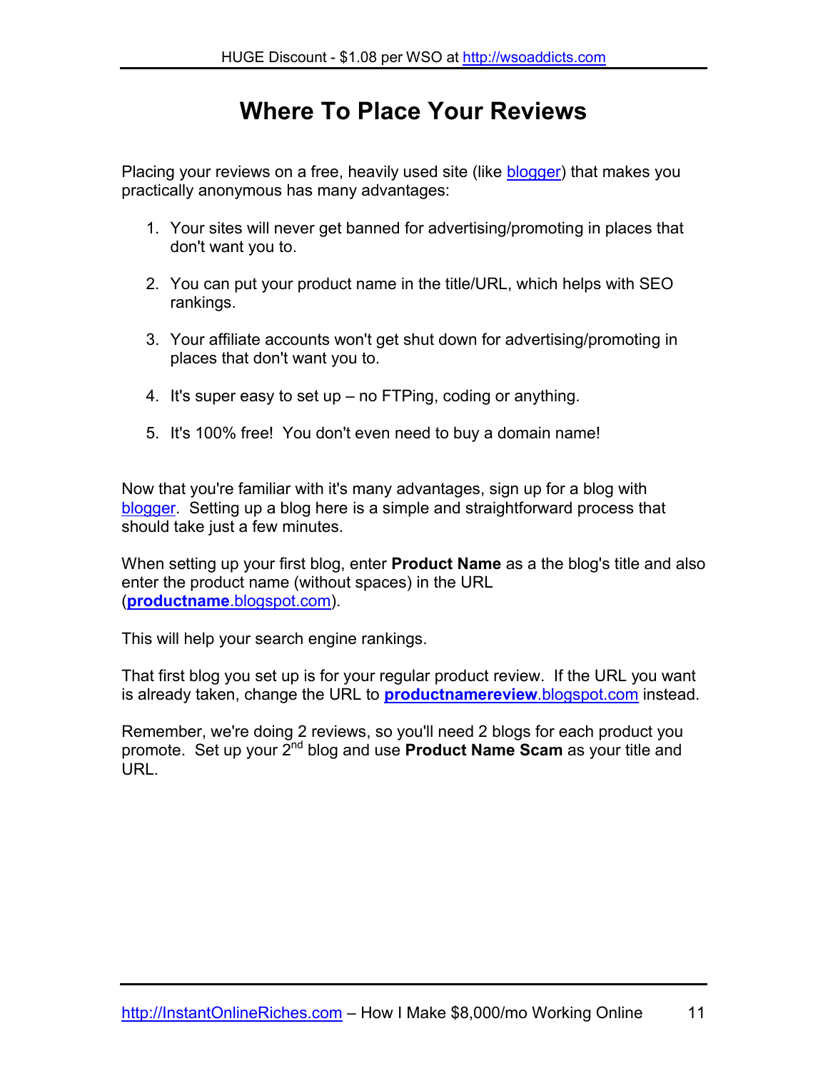# Where To Place Your Reviews

Placing your reviews on a free, heavily used site (like blogger) that makes you practically anonymous has many advantages:

1. Your sites will never get banned for advertising/promoting in places that don't want you to.

2. You can put your product name in the title/URL, which helps with SEO rankings.

3. Your affiliate accounts won't get shut down for advertising/promoting in places that don't want you to.

4. It's super easy to set up – no FTPing, coding or anything.

5. It's 100% free! You don't even need to buy a domain name!

Now that you're familiar with it's many advantages, sign up for a blog with blogger. Setting up a blog here is a simple and straightforward process that should take just a few minutes.

When setting up your first blog, enter **Product Name** as a the blog's title and also enter the product name (without spaces) in the URL (**productname**.blogspot.com).

This will help your search engine rankings.

That first blog you set up is for your regular product review. If the URL you want is already taken, change the URL to **productnamereview**.blogspot.com instead.

Remember, we're doing 2 reviews, so you'll need 2 blogs for each product you promote. Set up your 2nd blog and use **Product Name Scam** as your title and URL.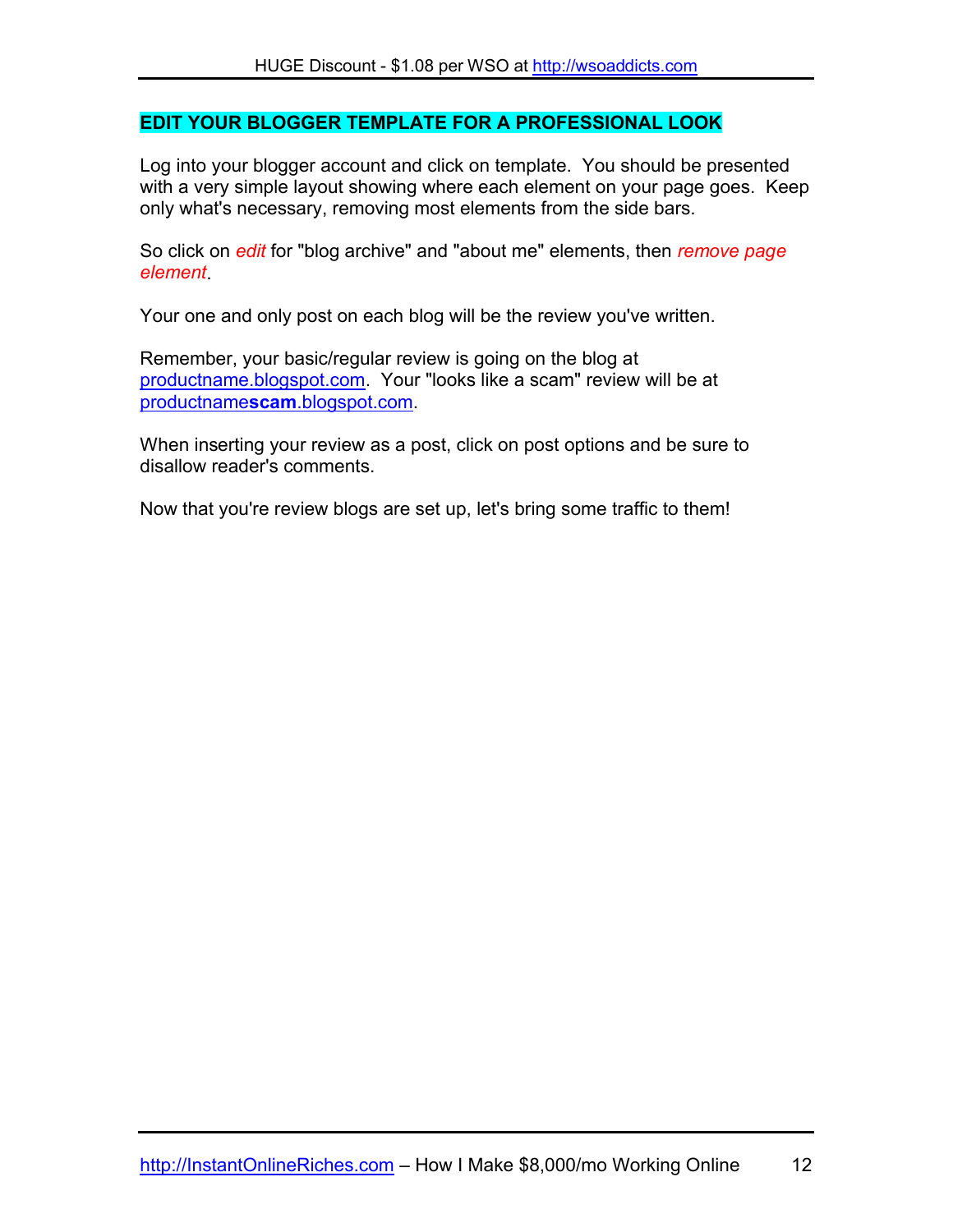## EDIT YOUR BLOGGER TEMPLATE FOR A PROFESSIONAL LOOK

Log into your blogger account and click on template. You should be presented with a very simple layout showing where each element on your page goes. Keep only what's necessary, removing most elements from the side bars.

So click on *edit* for "blog archive" and "about me" elements, then *remove page element*.

Your one and only post on each blog will be the review you've written.

Remember, your basic/regular review is going on the blog at productname.blogspot.com. Your "looks like a scam" review will be at productname**scam**.blogspot.com.

When inserting your review as a post, click on post options and be sure to disallow reader's comments.

Now that you're review blogs are set up, let's bring some traffic to them!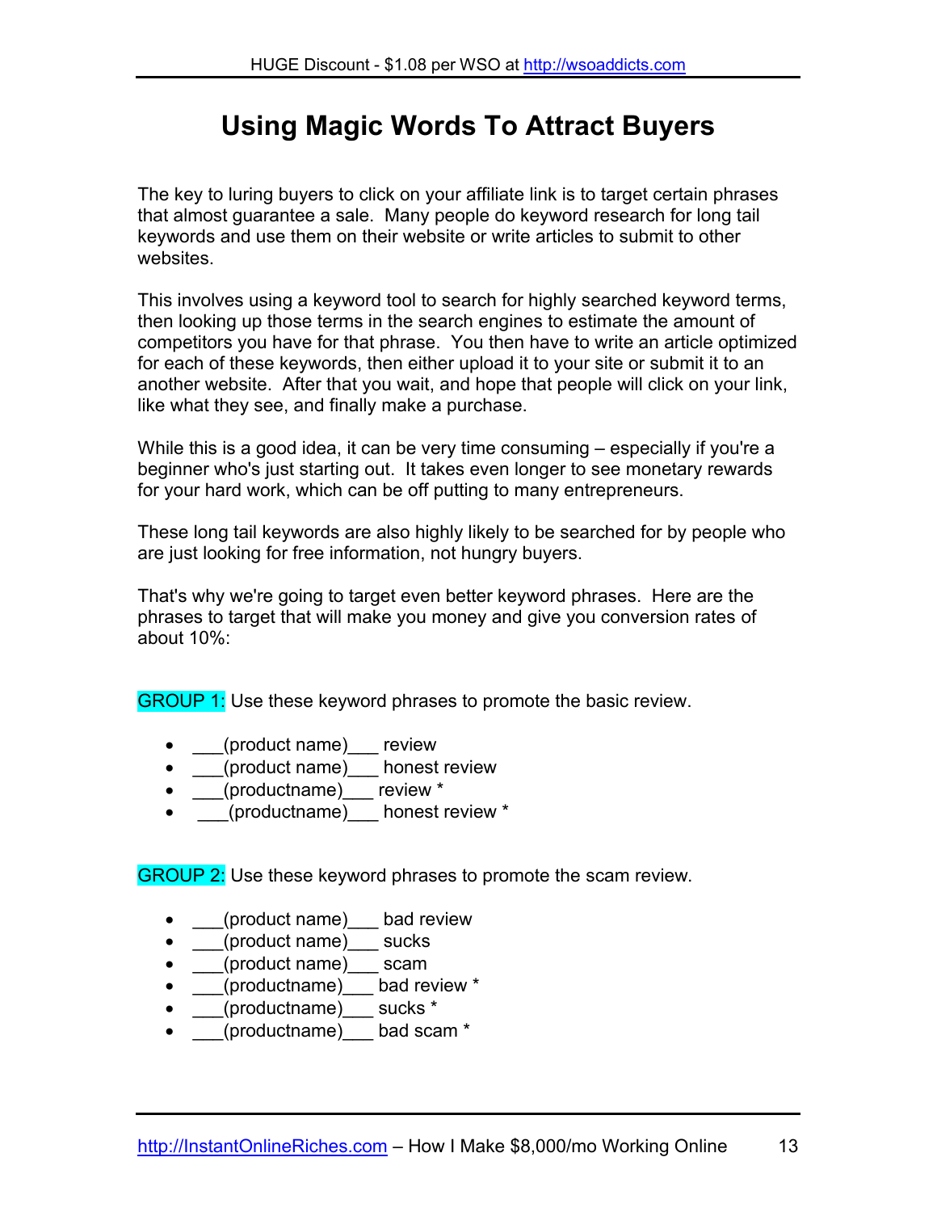# Using Magic Words To Attract Buyers

The key to luring buyers to click on your affiliate link is to target certain phrases that almost guarantee a sale. Many people do keyword research for long tail keywords and use them on their website or write articles to submit to other websites.

This involves using a keyword tool to search for highly searched keyword terms, then looking up those terms in the search engines to estimate the amount of competitors you have for that phrase. You then have to write an article optimized for each of these keywords, then either upload it to your site or submit it to an another website. After that you wait, and hope that people will click on your link, like what they see, and finally make a purchase.

While this is a good idea, it can be very time consuming – especially if you're a beginner who's just starting out. It takes even longer to see monetary rewards for your hard work, which can be off putting to many entrepreneurs.

These long tail keywords are also highly likely to be searched for by people who are just looking for free information, not hungry buyers.

That's why we're going to target even better keyword phrases. Here are the phrases to target that will make you money and give you conversion rates of about 10%:

GROUP 1: Use these keyword phrases to promote the basic review.

- ___(product name)___ review
- ___(product name)___ honest review
- ___(productname)___ review *
- ___(productname)___ honest review *

GROUP 2: Use these keyword phrases to promote the scam review.

- ___(product name)___ bad review
- ___(product name)___ sucks
- ___(product name)___ scam
- ___(productname)___ bad review *
- ___(productname)___ sucks *
- ___(productname)___ bad scam *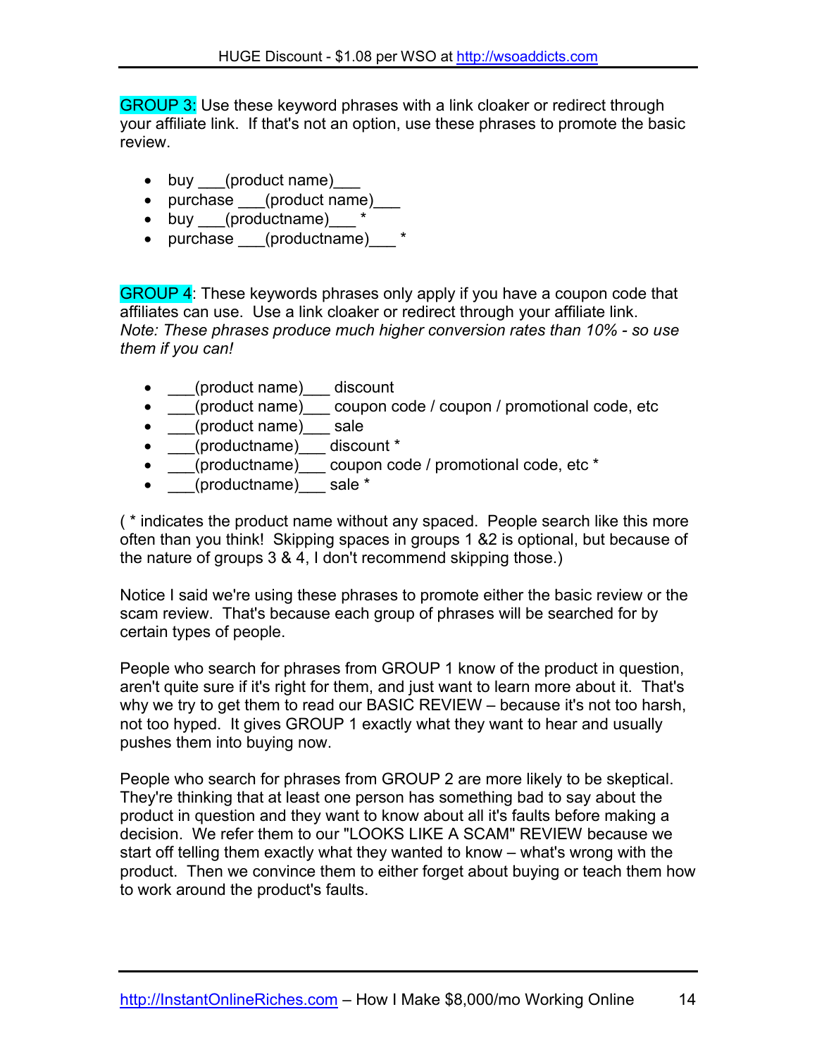GROUP 3: Use these keyword phrases with a link cloaker or redirect through your affiliate link. If that's not an option, use these phrases to promote the basic review.

- buy ___(product name)___
- purchase ___(product name)___
- buy ___(productname)___ *
- purchase ___(productname)___ *

GROUP 4: These keywords phrases only apply if you have a coupon code that affiliates can use. Use a link cloaker or redirect through your affiliate link. *Note: These phrases produce much higher conversion rates than 10% - so use them if you can!*

- ___(product name)___ discount
- ___(product name)___ coupon code / coupon / promotional code, etc
- ___(product name)___ sale
- ___(productname)___ discount *
- ___(productname)___ coupon code / promotional code, etc *
- ___(productname)___ sale *

( * indicates the product name without any spaced. People search like this more often than you think! Skipping spaces in groups 1 &2 is optional, but because of the nature of groups 3 & 4, I don't recommend skipping those.)

Notice I said we're using these phrases to promote either the basic review or the scam review. That's because each group of phrases will be searched for by certain types of people.

People who search for phrases from GROUP 1 know of the product in question, aren't quite sure if it's right for them, and just want to learn more about it. That's why we try to get them to read our BASIC REVIEW – because it's not too harsh, not too hyped. It gives GROUP 1 exactly what they want to hear and usually pushes them into buying now.

People who search for phrases from GROUP 2 are more likely to be skeptical. They're thinking that at least one person has something bad to say about the product in question and they want to know about all it's faults before making a decision. We refer them to our "LOOKS LIKE A SCAM" REVIEW because we start off telling them exactly what they wanted to know – what's wrong with the product. Then we convince them to either forget about buying or teach them how to work around the product's faults.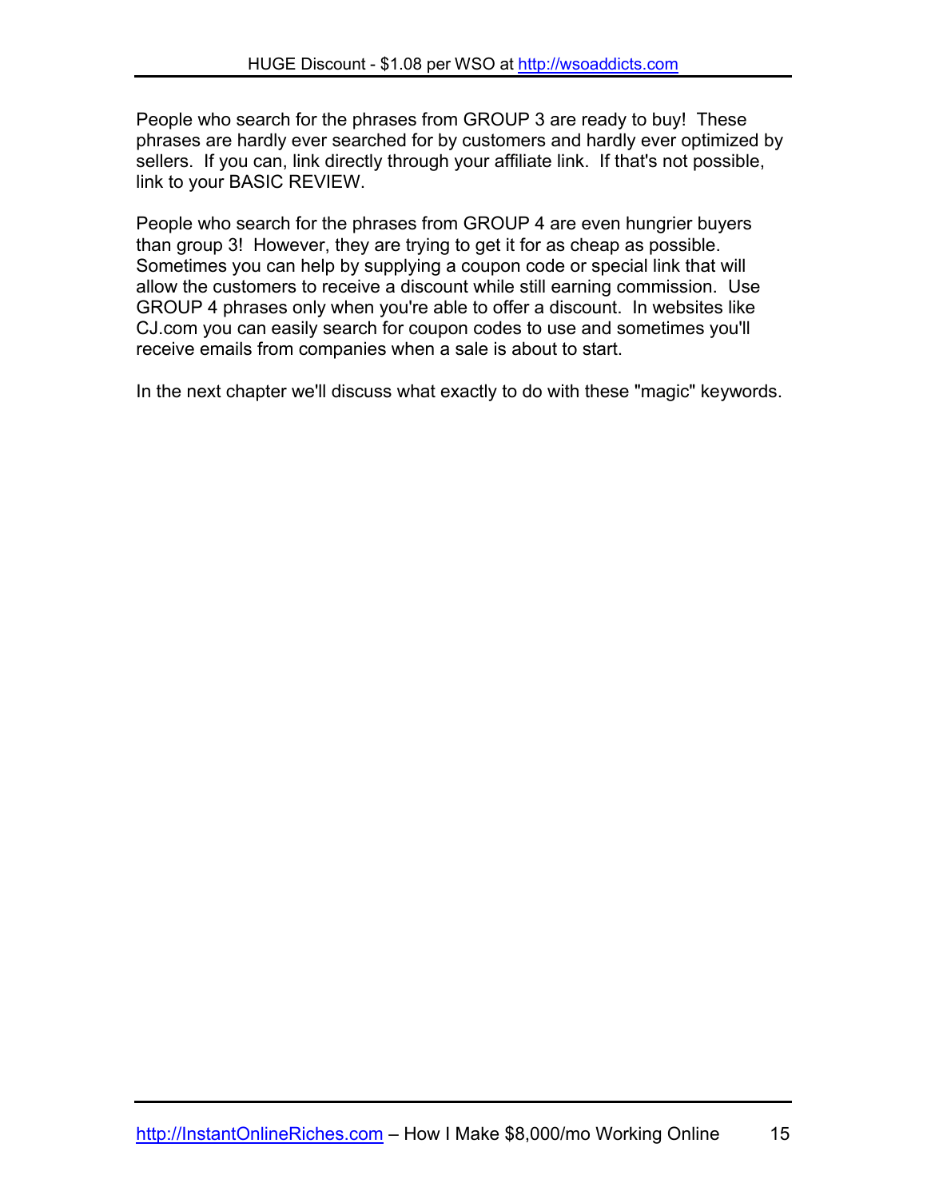People who search for the phrases from GROUP 3 are ready to buy! These phrases are hardly ever searched for by customers and hardly ever optimized by sellers. If you can, link directly through your affiliate link. If that's not possible, link to your BASIC REVIEW.

People who search for the phrases from GROUP 4 are even hungrier buyers than group 3! However, they are trying to get it for as cheap as possible. Sometimes you can help by supplying a coupon code or special link that will allow the customers to receive a discount while still earning commission. Use GROUP 4 phrases only when you're able to offer a discount. In websites like CJ.com you can easily search for coupon codes to use and sometimes you'll receive emails from companies when a sale is about to start.

In the next chapter we'll discuss what exactly to do with these "magic" keywords.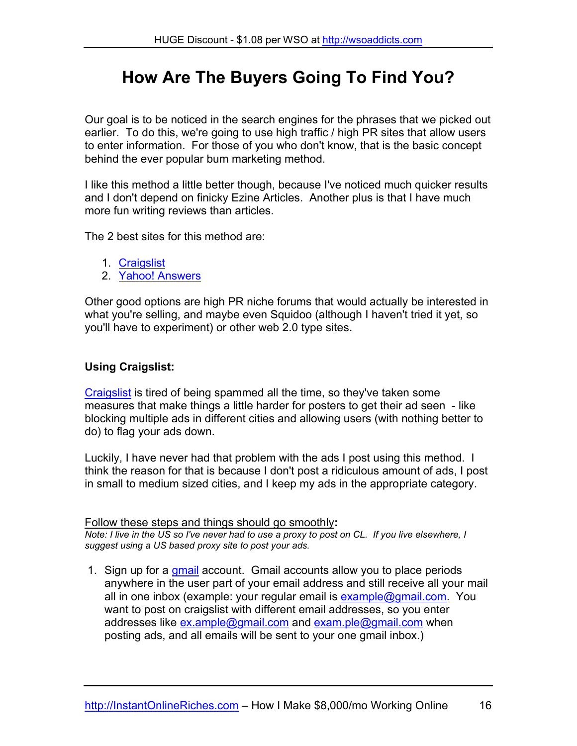# How Are The Buyers Going To Find You?

Our goal is to be noticed in the search engines for the phrases that we picked out earlier. To do this, we're going to use high traffic / high PR sites that allow users to enter information. For those of you who don't know, that is the basic concept behind the ever popular bum marketing method.

I like this method a little better though, because I've noticed much quicker results and I don't depend on finicky Ezine Articles. Another plus is that I have much more fun writing reviews than articles.

The 2 best sites for this method are:

1. Craigslist
2. Yahoo! Answers

Other good options are high PR niche forums that would actually be interested in what you're selling, and maybe even Squidoo (although I haven't tried it yet, so you'll have to experiment) or other web 2.0 type sites.

**Using Craigslist:**

Craigslist is tired of being spammed all the time, so they've taken some measures that make things a little harder for posters to get their ad seen - like blocking multiple ads in different cities and allowing users (with nothing better to do) to flag your ads down.

Luckily, I have never had that problem with the ads I post using this method. I think the reason for that is because I don't post a ridiculous amount of ads, I post in small to medium sized cities, and I keep my ads in the appropriate category.

Follow these steps and things should go smoothly**:**

*Note: I live in the US so I've never had to use a proxy to post on CL. If you live elsewhere, I suggest using a US based proxy site to post your ads.*

1. Sign up for a gmail account. Gmail accounts allow you to place periods anywhere in the user part of your email address and still receive all your mail all in one inbox (example: your regular email is example@gmail.com. You want to post on craigslist with different email addresses, so you enter addresses like ex.ample@gmail.com and exam.ple@gmail.com when posting ads, and all emails will be sent to your one gmail inbox.)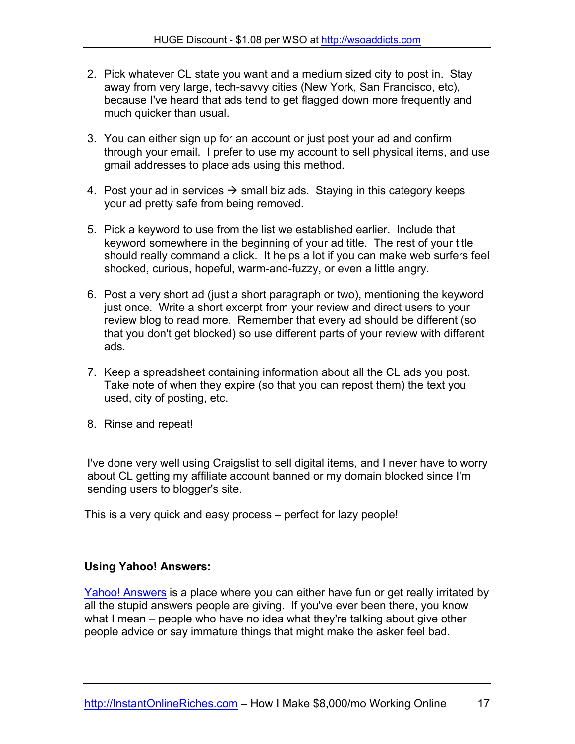2. Pick whatever CL state you want and a medium sized city to post in. Stay away from very large, tech-savvy cities (New York, San Francisco, etc), because I've heard that ads tend to get flagged down more frequently and much quicker than usual.

3. You can either sign up for an account or just post your ad and confirm through your email. I prefer to use my account to sell physical items, and use gmail addresses to place ads using this method.

4. Post your ad in services → small biz ads. Staying in this category keeps your ad pretty safe from being removed.

5. Pick a keyword to use from the list we established earlier. Include that keyword somewhere in the beginning of your ad title. The rest of your title should really command a click. It helps a lot if you can make web surfers feel shocked, curious, hopeful, warm-and-fuzzy, or even a little angry.

6. Post a very short ad (just a short paragraph or two), mentioning the keyword just once. Write a short excerpt from your review and direct users to your review blog to read more. Remember that every ad should be different (so that you don't get blocked) so use different parts of your review with different ads.

7. Keep a spreadsheet containing information about all the CL ads you post. Take note of when they expire (so that you can repost them) the text you used, city of posting, etc.

8. Rinse and repeat!

I've done very well using Craigslist to sell digital items, and I never have to worry about CL getting my affiliate account banned or my domain blocked since I'm sending users to blogger's site.

This is a very quick and easy process – perfect for lazy people!

**Using Yahoo! Answers:**

Yahoo! Answers is a place where you can either have fun or get really irritated by all the stupid answers people are giving. If you've ever been there, you know what I mean – people who have no idea what they're talking about give other people advice or say immature things that might make the asker feel bad.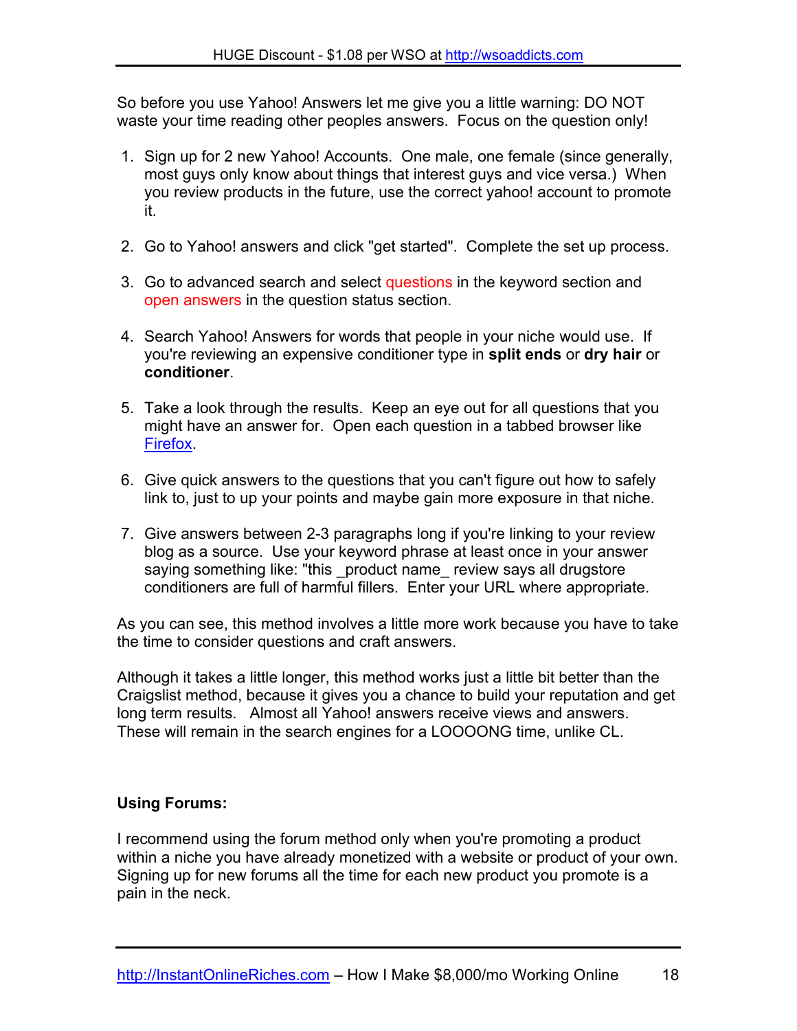So before you use Yahoo! Answers let me give you a little warning: DO NOT waste your time reading other peoples answers. Focus on the question only!

1. Sign up for 2 new Yahoo! Accounts. One male, one female (since generally, most guys only know about things that interest guys and vice versa.) When you review products in the future, use the correct yahoo! account to promote it.

2. Go to Yahoo! answers and click "get started". Complete the set up process.

3. Go to advanced search and select questions in the keyword section and open answers in the question status section.

4. Search Yahoo! Answers for words that people in your niche would use. If you're reviewing an expensive conditioner type in **split ends** or **dry hair** or **conditioner**.

5. Take a look through the results. Keep an eye out for all questions that you might have an answer for. Open each question in a tabbed browser like Firefox.

6. Give quick answers to the questions that you can't figure out how to safely link to, just to up your points and maybe gain more exposure in that niche.

7. Give answers between 2-3 paragraphs long if you're linking to your review blog as a source. Use your keyword phrase at least once in your answer saying something like: "this _product name_ review says all drugstore conditioners are full of harmful fillers. Enter your URL where appropriate.

As you can see, this method involves a little more work because you have to take the time to consider questions and craft answers.

Although it takes a little longer, this method works just a little bit better than the Craigslist method, because it gives you a chance to build your reputation and get long term results. Almost all Yahoo! answers receive views and answers. These will remain in the search engines for a LOOOONG time, unlike CL.

**Using Forums:**

I recommend using the forum method only when you're promoting a product within a niche you have already monetized with a website or product of your own. Signing up for new forums all the time for each new product you promote is a pain in the neck.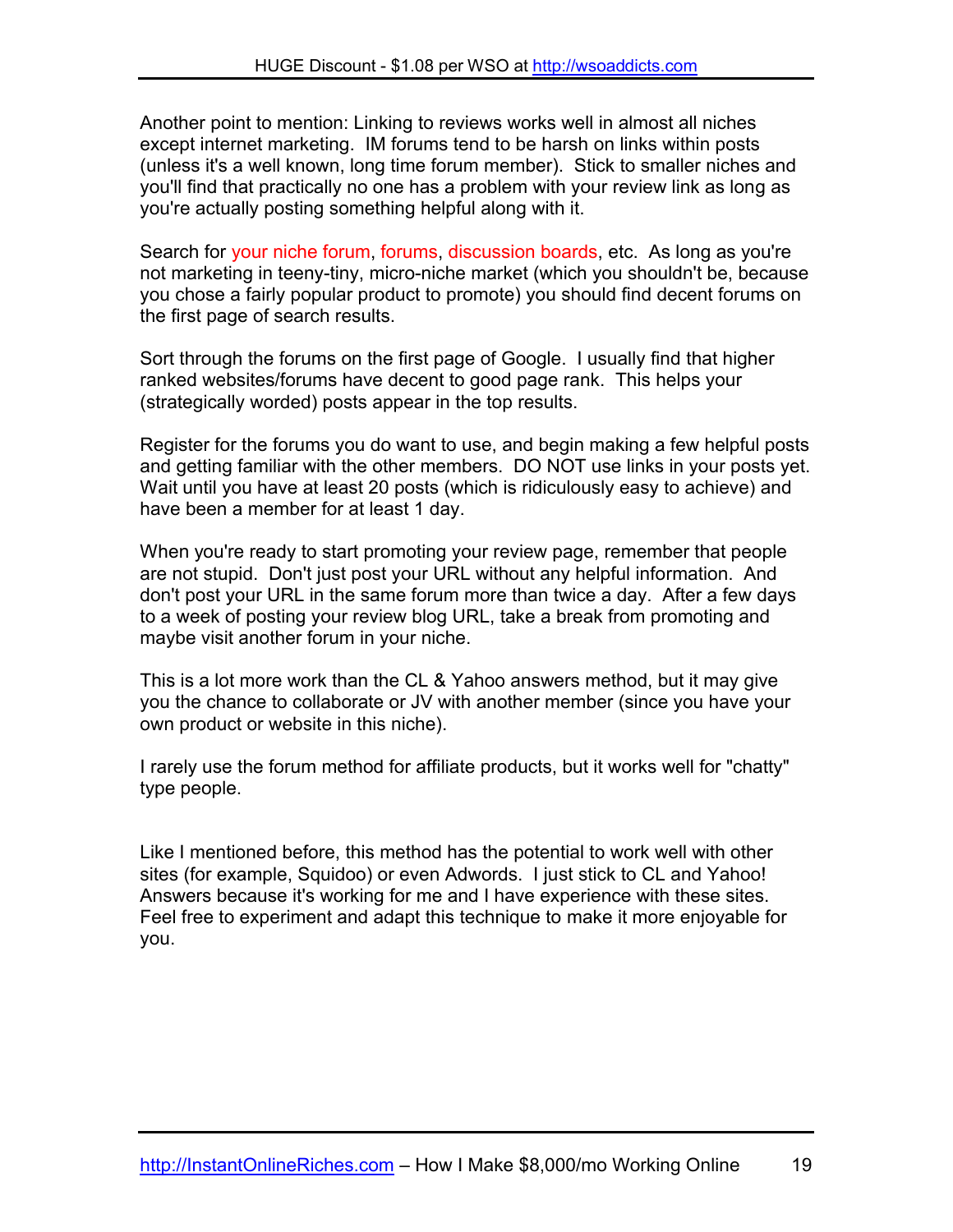Another point to mention: Linking to reviews works well in almost all niches except internet marketing. IM forums tend to be harsh on links within posts (unless it's a well known, long time forum member). Stick to smaller niches and you'll find that practically no one has a problem with your review link as long as you're actually posting something helpful along with it.

Search for your niche forum, forums, discussion boards, etc. As long as you're not marketing in teeny-tiny, micro-niche market (which you shouldn't be, because you chose a fairly popular product to promote) you should find decent forums on the first page of search results.

Sort through the forums on the first page of Google. I usually find that higher ranked websites/forums have decent to good page rank. This helps your (strategically worded) posts appear in the top results.

Register for the forums you do want to use, and begin making a few helpful posts and getting familiar with the other members. DO NOT use links in your posts yet. Wait until you have at least 20 posts (which is ridiculously easy to achieve) and have been a member for at least 1 day.

When you're ready to start promoting your review page, remember that people are not stupid. Don't just post your URL without any helpful information. And don't post your URL in the same forum more than twice a day. After a few days to a week of posting your review blog URL, take a break from promoting and maybe visit another forum in your niche.

This is a lot more work than the CL & Yahoo answers method, but it may give you the chance to collaborate or JV with another member (since you have your own product or website in this niche).

I rarely use the forum method for affiliate products, but it works well for "chatty" type people.

Like I mentioned before, this method has the potential to work well with other sites (for example, Squidoo) or even Adwords. I just stick to CL and Yahoo! Answers because it's working for me and I have experience with these sites. Feel free to experiment and adapt this technique to make it more enjoyable for you.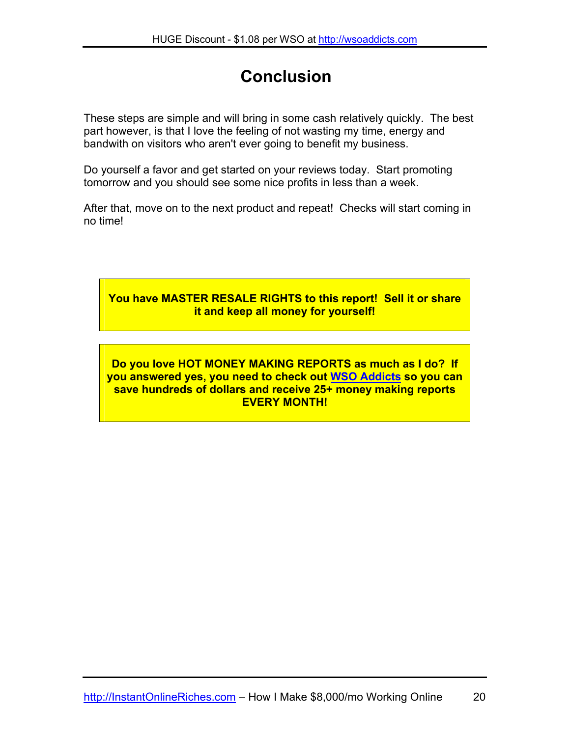# Conclusion

These steps are simple and will bring in some cash relatively quickly. The best part however, is that I love the feeling of not wasting my time, energy and bandwith on visitors who aren't ever going to benefit my business.

Do yourself a favor and get started on your reviews today. Start promoting tomorrow and you should see some nice profits in less than a week.

After that, move on to the next product and repeat! Checks will start coming in no time!

**You have MASTER RESALE RIGHTS to this report! Sell it or share it and keep all money for yourself!**

**Do you love HOT MONEY MAKING REPORTS as much as I do? If you answered yes, you need to check out WSO Addicts so you can save hundreds of dollars and receive 25+ money making reports EVERY MONTH!**